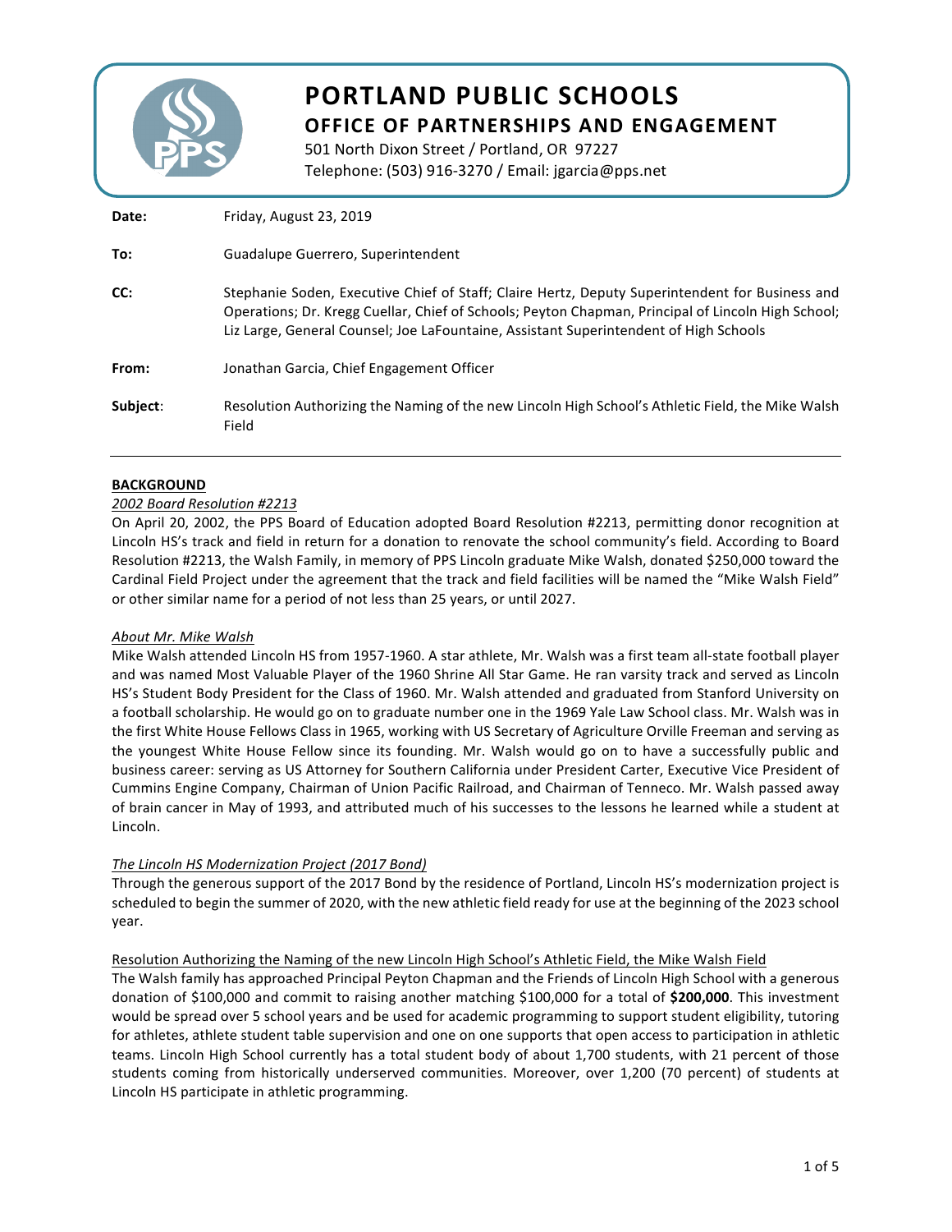# PORTLAND PUBLIC SCHOOLS
## OFFICE OF PARTNERSHIPS AND ENGAGEMENT

501 North Dixon Street / Portland, OR 97227
Telephone: (503) 916-3270 / Email: jgarcia@pps.net

**Date:** Friday, August 23, 2019

**To:** Guadalupe Guerrero, Superintendent

**CC:** Stephanie Soden, Executive Chief of Staff; Claire Hertz, Deputy Superintendent for Business and Operations; Dr. Kregg Cuellar, Chief of Schools; Peyton Chapman, Principal of Lincoln High School; Liz Large, General Counsel; Joe LaFountaine, Assistant Superintendent of High Schools

**From:** Jonathan Garcia, Chief Engagement Officer

**Subject:** Resolution Authorizing the Naming of the new Lincoln High School's Athletic Field, the Mike Walsh Field

---

**BACKGROUND**

*2002 Board Resolution #2213*

On April 20, 2002, the PPS Board of Education adopted Board Resolution #2213, permitting donor recognition at Lincoln HS's track and field in return for a donation to renovate the school community's field. According to Board Resolution #2213, the Walsh Family, in memory of PPS Lincoln graduate Mike Walsh, donated $250,000 toward the Cardinal Field Project under the agreement that the track and field facilities will be named the "Mike Walsh Field" or other similar name for a period of not less than 25 years, or until 2027.

*About Mr. Mike Walsh*

Mike Walsh attended Lincoln HS from 1957-1960. A star athlete, Mr. Walsh was a first team all-state football player and was named Most Valuable Player of the 1960 Shrine All Star Game. He ran varsity track and served as Lincoln HS's Student Body President for the Class of 1960. Mr. Walsh attended and graduated from Stanford University on a football scholarship. He would go on to graduate number one in the 1969 Yale Law School class. Mr. Walsh was in the first White House Fellows Class in 1965, working with US Secretary of Agriculture Orville Freeman and serving as the youngest White House Fellow since its founding. Mr. Walsh would go on to have a successfully public and business career: serving as US Attorney for Southern California under President Carter, Executive Vice President of Cummins Engine Company, Chairman of Union Pacific Railroad, and Chairman of Tenneco. Mr. Walsh passed away of brain cancer in May of 1993, and attributed much of his successes to the lessons he learned while a student at Lincoln.

*The Lincoln HS Modernization Project (2017 Bond)*

Through the generous support of the 2017 Bond by the residence of Portland, Lincoln HS's modernization project is scheduled to begin the summer of 2020, with the new athletic field ready for use at the beginning of the 2023 school year.

Resolution Authorizing the Naming of the new Lincoln High School's Athletic Field, the Mike Walsh Field

The Walsh family has approached Principal Peyton Chapman and the Friends of Lincoln High School with a generous donation of $100,000 and commit to raising another matching $100,000 for a total of **$200,000**. This investment would be spread over 5 school years and be used for academic programming to support student eligibility, tutoring for athletes, athlete student table supervision and one on one supports that open access to participation in athletic teams. Lincoln High School currently has a total student body of about 1,700 students, with 21 percent of those students coming from historically underserved communities. Moreover, over 1,200 (70 percent) of students at Lincoln HS participate in athletic programming.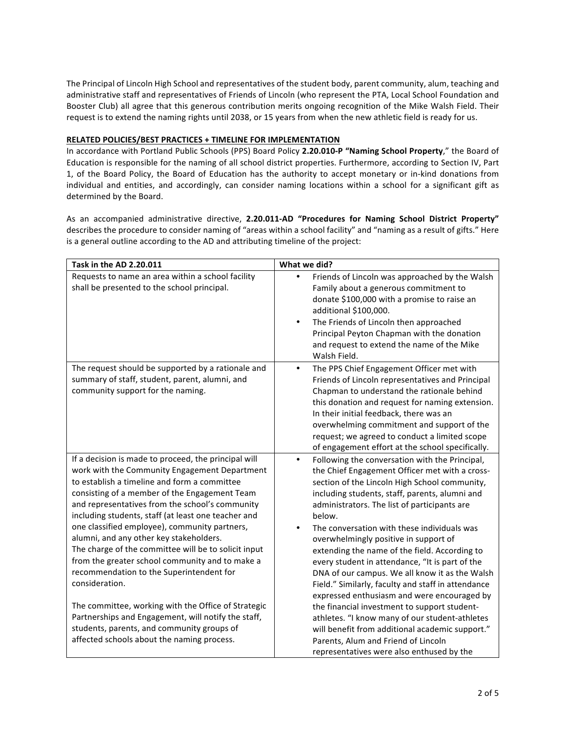The Principal of Lincoln High School and representatives of the student body, parent community, alum, teaching and administrative staff and representatives of Friends of Lincoln (who represent the PTA, Local School Foundation and Booster Club) all agree that this generous contribution merits ongoing recognition of the Mike Walsh Field. Their request is to extend the naming rights until 2038, or 15 years from when the new athletic field is ready for us.

**RELATED POLICIES/BEST PRACTICES + TIMELINE FOR IMPLEMENTATION**

In accordance with Portland Public Schools (PPS) Board Policy **2.20.010-P "Naming School Property**," the Board of Education is responsible for the naming of all school district properties. Furthermore, according to Section IV, Part 1, of the Board Policy, the Board of Education has the authority to accept monetary or in-kind donations from individual and entities, and accordingly, can consider naming locations within a school for a significant gift as determined by the Board.

As an accompanied administrative directive, **2.20.011-AD "Procedures for Naming School District Property"** describes the procedure to consider naming of "areas within a school facility" and "naming as a result of gifts." Here is a general outline according to the AD and attributing timeline of the project:

| Task in the AD 2.20.011 | What we did? |
|---|---|
| Requests to name an area within a school facility shall be presented to the school principal. | • Friends of Lincoln was approached by the Walsh Family about a generous commitment to donate $100,000 with a promise to raise an additional $100,000.<br>• The Friends of Lincoln then approached Principal Peyton Chapman with the donation and request to extend the name of the Mike Walsh Field. |
| The request should be supported by a rationale and summary of staff, student, parent, alumni, and community support for the naming. | • The PPS Chief Engagement Officer met with Friends of Lincoln representatives and Principal Chapman to understand the rationale behind this donation and request for naming extension. In their initial feedback, there was an overwhelming commitment and support of the request; we agreed to conduct a limited scope of engagement effort at the school specifically. |
| If a decision is made to proceed, the principal will work with the Community Engagement Department to establish a timeline and form a committee consisting of a member of the Engagement Team and representatives from the school's community including students, staff (at least one teacher and one classified employee), community partners, alumni, and any other key stakeholders.<br>The charge of the committee will be to solicit input from the greater school community and to make a recommendation to the Superintendent for consideration.<br><br>The committee, working with the Office of Strategic Partnerships and Engagement, will notify the staff, students, parents, and community groups of affected schools about the naming process. | • Following the conversation with the Principal, the Chief Engagement Officer met with a cross-section of the Lincoln High School community, including students, staff, parents, alumni and administrators. The list of participants are below.<br>• The conversation with these individuals was overwhelmingly positive in support of extending the name of the field. According to every student in attendance, "It is part of the DNA of our campus. We all know it as the Walsh Field." Similarly, faculty and staff in attendance expressed enthusiasm and were encouraged by the financial investment to support student-athletes. "I know many of our student-athletes will benefit from additional academic support." Parents, Alum and Friend of Lincoln representatives were also enthused by the |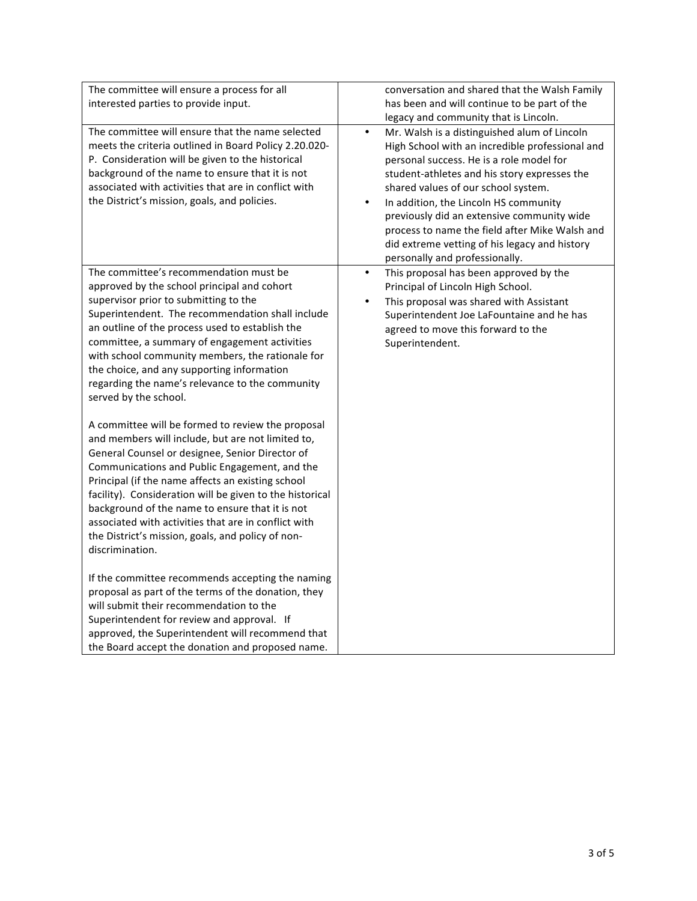| | |
|---|---|
| The committee will ensure a process for all interested parties to provide input. | conversation and shared that the Walsh Family has been and will continue to be part of the legacy and community that is Lincoln. |
| The committee will ensure that the name selected meets the criteria outlined in Board Policy 2.20.020-P. Consideration will be given to the historical background of the name to ensure that it is not associated with activities that are in conflict with the District's mission, goals, and policies. | • Mr. Walsh is a distinguished alum of Lincoln High School with an incredible professional and personal success. He is a role model for student-athletes and his story expresses the shared values of our school system.<br>• In addition, the Lincoln HS community previously did an extensive community wide process to name the field after Mike Walsh and did extreme vetting of his legacy and history personally and professionally. |
| The committee's recommendation must be approved by the school principal and cohort supervisor prior to submitting to the Superintendent. The recommendation shall include an outline of the process used to establish the committee, a summary of engagement activities with school community members, the rationale for the choice, and any supporting information regarding the name's relevance to the community served by the school.<br><br>A committee will be formed to review the proposal and members will include, but are not limited to, General Counsel or designee, Senior Director of Communications and Public Engagement, and the Principal (if the name affects an existing school facility). Consideration will be given to the historical background of the name to ensure that it is not associated with activities that are in conflict with the District's mission, goals, and policy of non-discrimination.<br><br>If the committee recommends accepting the naming proposal as part of the terms of the donation, they will submit their recommendation to the Superintendent for review and approval. If approved, the Superintendent will recommend that the Board accept the donation and proposed name. | • This proposal has been approved by the Principal of Lincoln High School.<br>• This proposal was shared with Assistant Superintendent Joe LaFountaine and he has agreed to move this forward to the Superintendent. |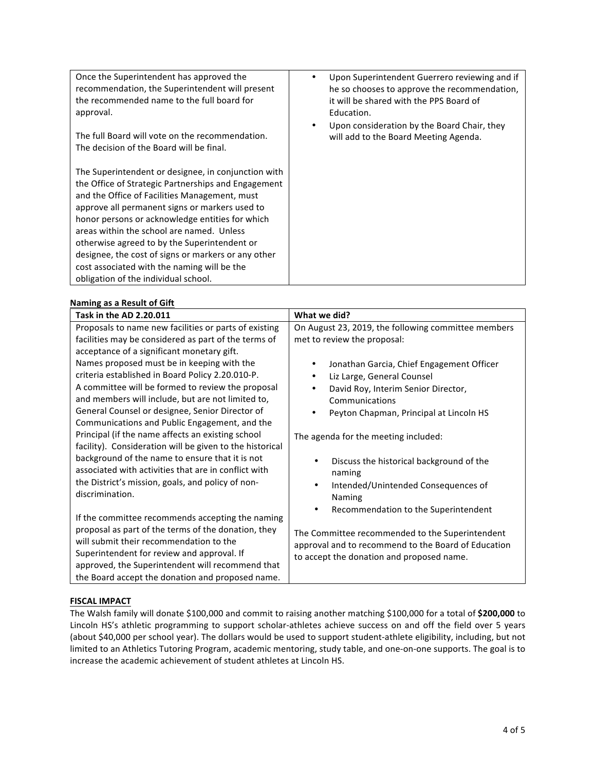| | |
|---|---|
| Once the Superintendent has approved the recommendation, the Superintendent will present the recommended name to the full board for approval.<br><br>The full Board will vote on the recommendation. The decision of the Board will be final.<br><br>The Superintendent or designee, in conjunction with the Office of Strategic Partnerships and Engagement and the Office of Facilities Management, must approve all permanent signs or markers used to honor persons or acknowledge entities for which areas within the school are named. Unless otherwise agreed to by the Superintendent or designee, the cost of signs or markers or any other cost associated with the naming will be the obligation of the individual school. | • Upon Superintendent Guerrero reviewing and if he so chooses to approve the recommendation, it will be shared with the PPS Board of Education.<br>• Upon consideration by the Board Chair, they will add to the Board Meeting Agenda. |

**Naming as a Result of Gift**

| Task in the AD 2.20.011 | What we did? |
|---|---|
| Proposals to name new facilities or parts of existing facilities may be considered as part of the terms of acceptance of a significant monetary gift. Names proposed must be in keeping with the criteria established in Board Policy 2.20.010-P. A committee will be formed to review the proposal and members will include, but are not limited to, General Counsel or designee, Senior Director of Communications and Public Engagement, and the Principal (if the name affects an existing school facility). Consideration will be given to the historical background of the name to ensure that it is not associated with activities that are in conflict with the District's mission, goals, and policy of non-discrimination.<br><br>If the committee recommends accepting the naming proposal as part of the terms of the donation, they will submit their recommendation to the Superintendent for review and approval. If approved, the Superintendent will recommend that the Board accept the donation and proposed name. | On August 23, 2019, the following committee members met to review the proposal:<br><br>• Jonathan Garcia, Chief Engagement Officer<br>• Liz Large, General Counsel<br>• David Roy, Interim Senior Director, Communications<br>• Peyton Chapman, Principal at Lincoln HS<br><br>The agenda for the meeting included:<br><br>• Discuss the historical background of the naming<br>• Intended/Unintended Consequences of Naming<br>• Recommendation to the Superintendent<br><br>The Committee recommended to the Superintendent approval and to recommend to the Board of Education to accept the donation and proposed name. |

**FISCAL IMPACT**

The Walsh family will donate $100,000 and commit to raising another matching $100,000 for a total of **$200,000** to Lincoln HS's athletic programming to support scholar-athletes achieve success on and off the field over 5 years (about $40,000 per school year). The dollars would be used to support student-athlete eligibility, including, but not limited to an Athletics Tutoring Program, academic mentoring, study table, and one-on-one supports. The goal is to increase the academic achievement of student athletes at Lincoln HS.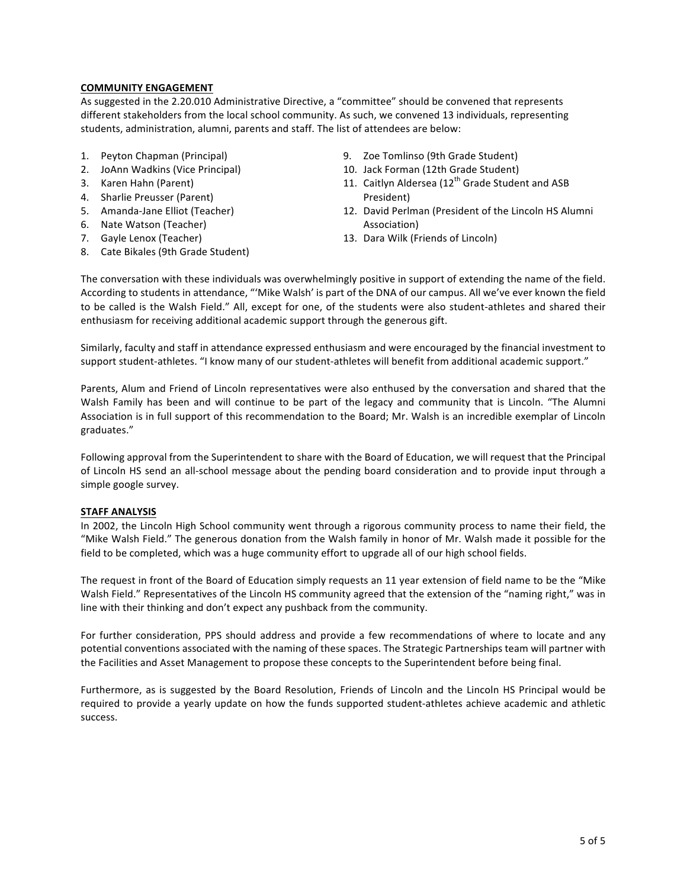**COMMUNITY ENGAGEMENT**

As suggested in the 2.20.010 Administrative Directive, a "committee" should be convened that represents different stakeholders from the local school community. As such, we convened 13 individuals, representing students, administration, alumni, parents and staff. The list of attendees are below:

1. Peyton Chapman (Principal)
2. JoAnn Wadkins (Vice Principal)
3. Karen Hahn (Parent)
4. Sharlie Preusser (Parent)
5. Amanda-Jane Elliot (Teacher)
6. Nate Watson (Teacher)
7. Gayle Lenox (Teacher)
8. Cate Bikales (9th Grade Student)
9. Zoe Tomlinso (9th Grade Student)
10. Jack Forman (12th Grade Student)
11. Caitlyn Aldersea (12th Grade Student and ASB President)
12. David Perlman (President of the Lincoln HS Alumni Association)
13. Dara Wilk (Friends of Lincoln)

The conversation with these individuals was overwhelmingly positive in support of extending the name of the field. According to students in attendance, "'Mike Walsh' is part of the DNA of our campus. All we've ever known the field to be called is the Walsh Field." All, except for one, of the students were also student-athletes and shared their enthusiasm for receiving additional academic support through the generous gift.

Similarly, faculty and staff in attendance expressed enthusiasm and were encouraged by the financial investment to support student-athletes. "I know many of our student-athletes will benefit from additional academic support."

Parents, Alum and Friend of Lincoln representatives were also enthused by the conversation and shared that the Walsh Family has been and will continue to be part of the legacy and community that is Lincoln. "The Alumni Association is in full support of this recommendation to the Board; Mr. Walsh is an incredible exemplar of Lincoln graduates."

Following approval from the Superintendent to share with the Board of Education, we will request that the Principal of Lincoln HS send an all-school message about the pending board consideration and to provide input through a simple google survey.

**STAFF ANALYSIS**

In 2002, the Lincoln High School community went through a rigorous community process to name their field, the "Mike Walsh Field." The generous donation from the Walsh family in honor of Mr. Walsh made it possible for the field to be completed, which was a huge community effort to upgrade all of our high school fields.

The request in front of the Board of Education simply requests an 11 year extension of field name to be the "Mike Walsh Field." Representatives of the Lincoln HS community agreed that the extension of the "naming right," was in line with their thinking and don't expect any pushback from the community.

For further consideration, PPS should address and provide a few recommendations of where to locate and any potential conventions associated with the naming of these spaces. The Strategic Partnerships team will partner with the Facilities and Asset Management to propose these concepts to the Superintendent before being final.

Furthermore, as is suggested by the Board Resolution, Friends of Lincoln and the Lincoln HS Principal would be required to provide a yearly update on how the funds supported student-athletes achieve academic and athletic success.